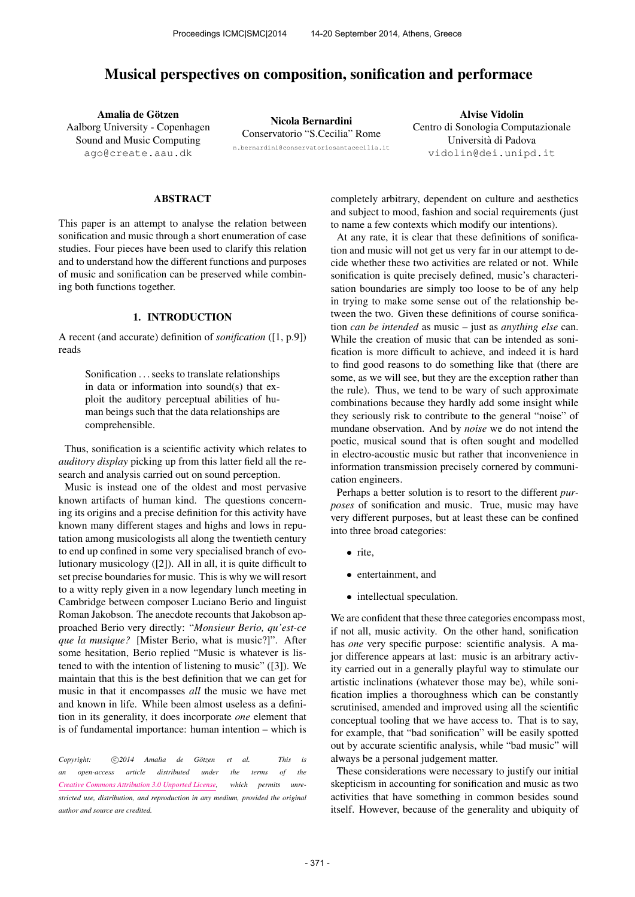# Musical perspectives on composition, sonification and performace

**Amalia de Götzen**
Aalborg University - Copenhagen
Sound and Music Computing
ago@create.aau.dk

**Nicola Bernardini**
Conservatorio "S.Cecilia" Rome
n.bernardini@conservatoriosantacecilia.it

**Alvise Vidolin**
Centro di Sonologia Computazionale
Università di Padova
vidolin@dei.unipd.it

## ABSTRACT

This paper is an attempt to analyse the relation between sonification and music through a short enumeration of case studies. Four pieces have been used to clarify this relation and to understand how the different functions and purposes of music and sonification can be preserved while combining both functions together.

## 1. INTRODUCTION

A recent (and accurate) definition of *sonification* ([1, p.9]) reads

> Sonification ... seeks to translate relationships in data or information into sound(s) that exploit the auditory perceptual abilities of human beings such that the data relationships are comprehensible.

Thus, sonification is a scientific activity which relates to *auditory display* picking up from this latter field all the research and analysis carried out on sound perception.

Music is instead one of the oldest and most pervasive known artifacts of human kind. The questions concerning its origins and a precise definition for this activity have known many different stages and highs and lows in reputation among musicologists all along the twentieth century to end up confined in some very specialised branch of evolutionary musicology ([2]). All in all, it is quite difficult to set precise boundaries for music. This is why we will resort to a witty reply given in a now legendary lunch meeting in Cambridge between composer Luciano Berio and linguist Roman Jakobson. The anecdote recounts that Jakobson approached Berio very directly: "*Monsieur Berio, qu'est-ce que la musique?* [Mister Berio, what is music?]". After some hesitation, Berio replied "Music is whatever is listened to with the intention of listening to music" ([3]). We maintain that this is the best definition that we can get for music in that it encompasses *all* the music we have met and known in life. While been almost useless as a definition in its generality, it does incorporate *one* element that is of fundamental importance: human intention – which is completely arbitrary, dependent on culture and aesthetics and subject to mood, fashion and social requirements (just to name a few contexts which modify our intentions).

At any rate, it is clear that these definitions of sonification and music will not get us very far in our attempt to decide whether these two activities are related or not. While sonification is quite precisely defined, music's characterisation boundaries are simply too loose to be of any help in trying to make some sense out of the relationship between the two. Given these definitions of course sonification *can be intended* as music – just as *anything else* can. While the creation of music that can be intended as sonification is more difficult to achieve, and indeed it is hard to find good reasons to do something like that (there are some, as we will see, but they are the exception rather than the rule). Thus, we tend to be wary of such approximate combinations because they hardly add some insight while they seriously risk to contribute to the general "noise" of mundane observation. And by *noise* we do not intend the poetic, musical sound that is often sought and modelled in electro-acoustic music but rather that inconvenience in information transmission precisely cornered by communication engineers.

Perhaps a better solution is to resort to the different *purposes* of sonification and music. True, music may have very different purposes, but at least these can be confined into three broad categories:

- rite,
- entertainment, and
- intellectual speculation.

We are confident that these three categories encompass most, if not all, music activity. On the other hand, sonification has *one* very specific purpose: scientific analysis. A major difference appears at last: music is an arbitrary activity carried out in a generally playful way to stimulate our artistic inclinations (whatever those may be), while sonification implies a thoroughness which can be constantly scrutinised, amended and improved using all the scientific conceptual tooling that we have access to. That is to say, for example, that "bad sonification" will be easily spotted out by accurate scientific analysis, while "bad music" will always be a personal judgement matter.

These considerations were necessary to justify our initial skepticism in accounting for sonification and music as two activities that have something in common besides sound itself. However, because of the generality and ubiquity of

Copyright: ©2014 Amalia de Götzen et al. This is an open-access article distributed under the terms of the Creative Commons Attribution 3.0 Unported License, which permits unrestricted use, distribution, and reproduction in any medium, provided the original author and source are credited.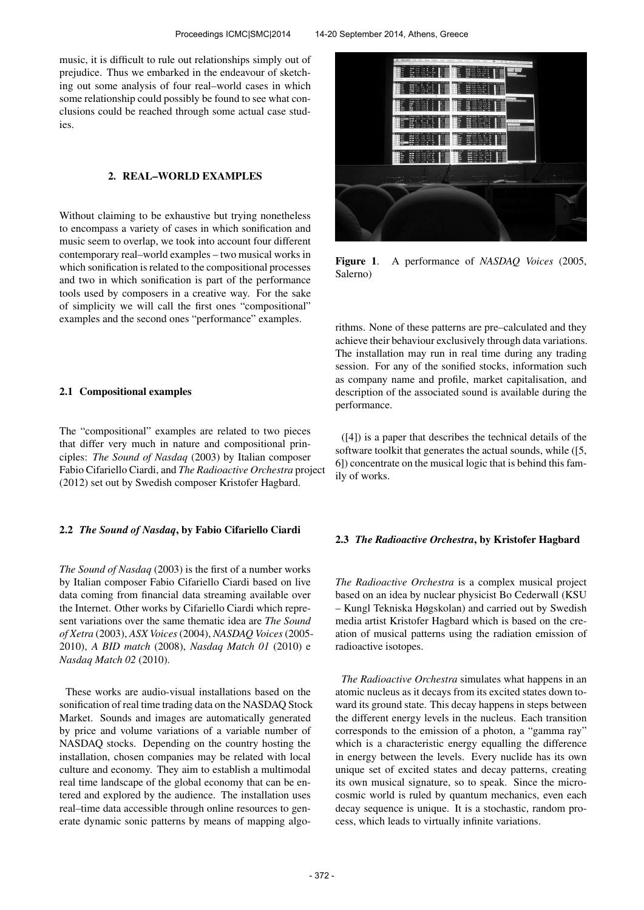music, it is difficult to rule out relationships simply out of prejudice. Thus we embarked in the endeavour of sketching out some analysis of four real–world cases in which some relationship could possibly be found to see what conclusions could be reached through some actual case studies.

## 2. REAL–WORLD EXAMPLES

Without claiming to be exhaustive but trying nonetheless to encompass a variety of cases in which sonification and music seem to overlap, we took into account four different contemporary real–world examples – two musical works in which sonification is related to the compositional processes and two in which sonification is part of the performance tools used by composers in a creative way. For the sake of simplicity we will call the first ones "compositional" examples and the second ones "performance" examples.

### 2.1 Compositional examples

The "compositional" examples are related to two pieces that differ very much in nature and compositional principles: *The Sound of Nasdaq* (2003) by Italian composer Fabio Cifariello Ciardi, and *The Radioactive Orchestra* project (2012) set out by Swedish composer Kristofer Hagbard.

### 2.2 *The Sound of Nasdaq*, by Fabio Cifariello Ciardi

*The Sound of Nasdaq* (2003) is the first of a number works by Italian composer Fabio Cifariello Ciardi based on live data coming from financial data streaming available over the Internet. Other works by Cifariello Ciardi which represent variations over the same thematic idea are *The Sound of Xetra* (2003), *ASX Voices* (2004), *NASDAQ Voices* (2005-2010), *A BID match* (2008), *Nasdaq Match 01* (2010) e *Nasdaq Match 02* (2010).

These works are audio-visual installations based on the sonification of real time trading data on the NASDAQ Stock Market. Sounds and images are automatically generated by price and volume variations of a variable number of NASDAQ stocks. Depending on the country hosting the installation, chosen companies may be related with local culture and economy. They aim to establish a multimodal real time landscape of the global economy that can be entered and explored by the audience. The installation uses real–time data accessible through online resources to generate dynamic sonic patterns by means of mapping algorithms. None of these patterns are pre–calculated and they achieve their behaviour exclusively through data variations. The installation may run in real time during any trading session. For any of the sonified stocks, information such as company name and profile, market capitalisation, and description of the associated sound is available during the performance.

**Figure 1**. A performance of *NASDAQ Voices* (2005, Salerno)

([4]) is a paper that describes the technical details of the software toolkit that generates the actual sounds, while ([5, 6]) concentrate on the musical logic that is behind this family of works.

### 2.3 *The Radioactive Orchestra*, by Kristofer Hagbard

*The Radioactive Orchestra* is a complex musical project based on an idea by nuclear physicist Bo Cederwall (KSU – Kungl Tekniska Høgskolan) and carried out by Swedish media artist Kristofer Hagbard which is based on the creation of musical patterns using the radiation emission of radioactive isotopes.

*The Radioactive Orchestra* simulates what happens in an atomic nucleus as it decays from its excited states down toward its ground state. This decay happens in steps between the different energy levels in the nucleus. Each transition corresponds to the emission of a photon, a "gamma ray" which is a characteristic energy equalling the difference in energy between the levels. Every nuclide has its own unique set of excited states and decay patterns, creating its own musical signature, so to speak. Since the microcosmic world is ruled by quantum mechanics, even each decay sequence is unique. It is a stochastic, random process, which leads to virtually infinite variations.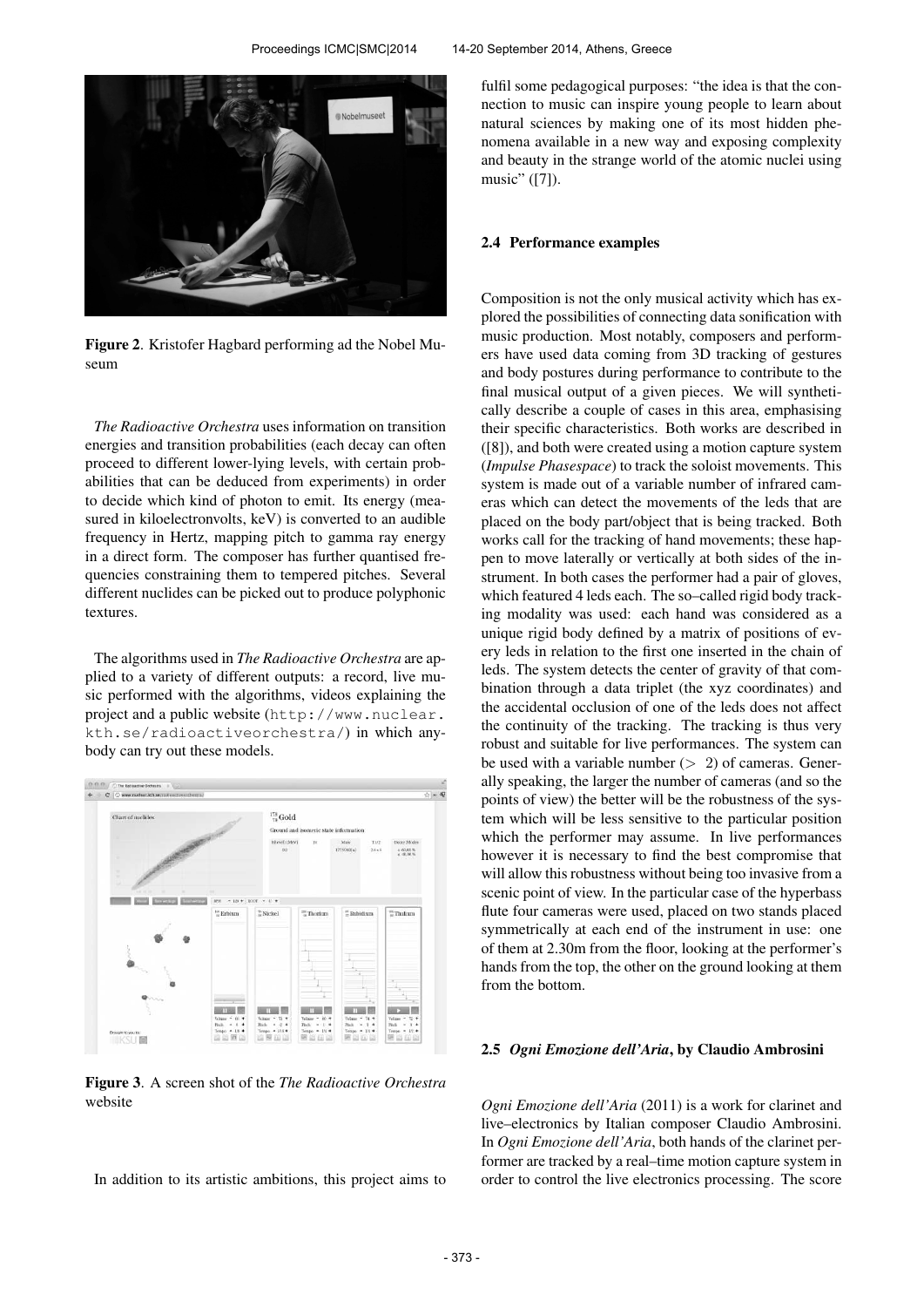Figure 2. Kristofer Hagbard performing ad the Nobel Museum

*The Radioactive Orchestra* uses information on transition energies and transition probabilities (each decay can often proceed to different lower-lying levels, with certain probabilities that can be deduced from experiments) in order to decide which kind of photon to emit. Its energy (measured in kiloelectronvolts, keV) is converted to an audible frequency in Hertz, mapping pitch to gamma ray energy in a direct form. The composer has further quantised frequencies constraining them to tempered pitches. Several different nuclides can be picked out to produce polyphonic textures.

The algorithms used in *The Radioactive Orchestra* are applied to a variety of different outputs: a record, live music performed with the algorithms, videos explaining the project and a public website (http://www.nuclear.kth.se/radioactiveorchestra/) in which anybody can try out these models.

Figure 3. A screen shot of the *The Radioactive Orchestra* website

In addition to its artistic ambitions, this project aims to fulfil some pedagogical purposes: "the idea is that the connection to music can inspire young people to learn about natural sciences by making one of its most hidden phenomena available in a new way and exposing complexity and beauty in the strange world of the atomic nuclei using music" ([7]).

### 2.4 Performance examples

Composition is not the only musical activity which has explored the possibilities of connecting data sonification with music production. Most notably, composers and performers have used data coming from 3D tracking of gestures and body postures during performance to contribute to the final musical output of a given pieces. We will synthetically describe a couple of cases in this area, emphasising their specific characteristics. Both works are described in ([8]), and both were created using a motion capture system (*Impulse Phasespace*) to track the soloist movements. This system is made out of a variable number of infrared cameras which can detect the movements of the leds that are placed on the body part/object that is being tracked. Both works call for the tracking of hand movements; these happen to move laterally or vertically at both sides of the instrument. In both cases the performer had a pair of gloves, which featured 4 leds each. The so–called rigid body tracking modality was used: each hand was considered as a unique rigid body defined by a matrix of positions of every leds in relation to the first one inserted in the chain of leds. The system detects the center of gravity of that combination through a data triplet (the xyz coordinates) and the accidental occlusion of one of the leds does not affect the continuity of the tracking. The tracking is thus very robust and suitable for live performances. The system can be used with a variable number ($> 2$) of cameras. Generally speaking, the larger the number of cameras (and so the points of view) the better will be the robustness of the system which will be less sensitive to the particular position which the performer may assume. In live performances however it is necessary to find the best compromise that will allow this robustness without being too invasive from a scenic point of view. In the particular case of the hyperbass flute four cameras were used, placed on two stands placed symmetrically at each end of the instrument in use: one of them at 2.30m from the floor, looking at the performer's hands from the top, the other on the ground looking at them from the bottom.

### 2.5 *Ogni Emozione dell'Aria*, by Claudio Ambrosini

*Ogni Emozione dell'Aria* (2011) is a work for clarinet and live–electronics by Italian composer Claudio Ambrosini. In *Ogni Emozione dell'Aria*, both hands of the clarinet performer are tracked by a real–time motion capture system in order to control the live electronics processing. The score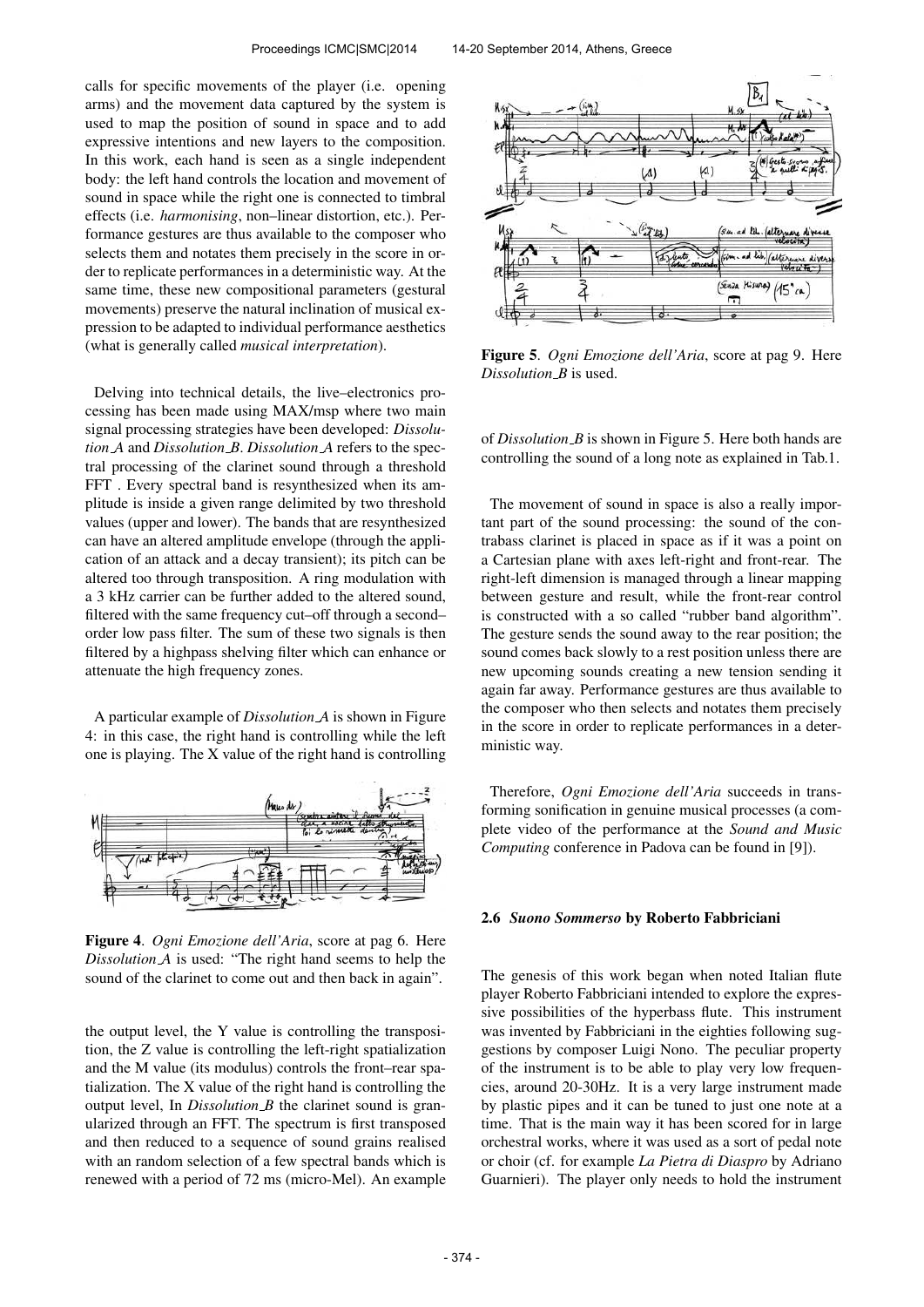calls for specific movements of the player (i.e. opening arms) and the movement data captured by the system is used to map the position of sound in space and to add expressive intentions and new layers to the composition. In this work, each hand is seen as a single independent body: the left hand controls the location and movement of sound in space while the right one is connected to timbral effects (i.e. *harmonising*, non–linear distortion, etc.). Performance gestures are thus available to the composer who selects them and notates them precisely in the score in order to replicate performances in a deterministic way. At the same time, these new compositional parameters (gestural movements) preserve the natural inclination of musical expression to be adapted to individual performance aesthetics (what is generally called *musical interpretation*).

Delving into technical details, the live–electronics processing has been made using MAX/msp where two main signal processing strategies have been developed: *Dissolution_A* and *Dissolution_B*. *Dissolution_A* refers to the spectral processing of the clarinet sound through a threshold FFT . Every spectral band is resynthesized when its amplitude is inside a given range delimited by two threshold values (upper and lower). The bands that are resynthesized can have an altered amplitude envelope (through the application of an attack and a decay transient); its pitch can be altered too through transposition. A ring modulation with a 3 kHz carrier can be further added to the altered sound, filtered with the same frequency cut–off through a second–order low pass filter. The sum of these two signals is then filtered by a highpass shelving filter which can enhance or attenuate the high frequency zones.

A particular example of *Dissolution_A* is shown in Figure 4: in this case, the right hand is controlling while the left one is playing. The X value of the right hand is controlling

**Figure 4**. *Ogni Emozione dell'Aria*, score at pag 6. Here *Dissolution_A* is used: "The right hand seems to help the sound of the clarinet to come out and then back in again".

the output level, the Y value is controlling the transposition, the Z value is controlling the left-right spatialization and the M value (its modulus) controls the front–rear spatialization. The X value of the right hand is controlling the output level, In *Dissolution_B* the clarinet sound is granularized through an FFT. The spectrum is first transposed and then reduced to a sequence of sound grains realised with an random selection of a few spectral bands which is renewed with a period of 72 ms (micro-Mel). An example of *Dissolution_B* is shown in Figure 5. Here both hands are controlling the sound of a long note as explained in Tab.1.

**Figure 5**. *Ogni Emozione dell'Aria*, score at pag 9. Here *Dissolution_B* is used.

The movement of sound in space is also a really important part of the sound processing: the sound of the contrabass clarinet is placed in space as if it was a point on a Cartesian plane with axes left-right and front-rear. The right-left dimension is managed through a linear mapping between gesture and result, while the front-rear control is constructed with a so called "rubber band algorithm". The gesture sends the sound away to the rear position; the sound comes back slowly to a rest position unless there are new upcoming sounds creating a new tension sending it again far away. Performance gestures are thus available to the composer who then selects and notates them precisely in the score in order to replicate performances in a deterministic way.

Therefore, *Ogni Emozione dell'Aria* succeeds in transforming sonification in genuine musical processes (a complete video of the performance at the *Sound and Music Computing* conference in Padova can be found in [9]).

### 2.6 *Suono Sommerso* by Roberto Fabbriciani

The genesis of this work began when noted Italian flute player Roberto Fabbriciani intended to explore the expressive possibilities of the hyperbass flute. This instrument was invented by Fabbriciani in the eighties following suggestions by composer Luigi Nono. The peculiar property of the instrument is to be able to play very low frequencies, around 20-30Hz. It is a very large instrument made by plastic pipes and it can be tuned to just one note at a time. That is the main way it has been scored for in large orchestral works, where it was used as a sort of pedal note or choir (cf. for example *La Pietra di Diaspro* by Adriano Guarnieri). The player only needs to hold the instrument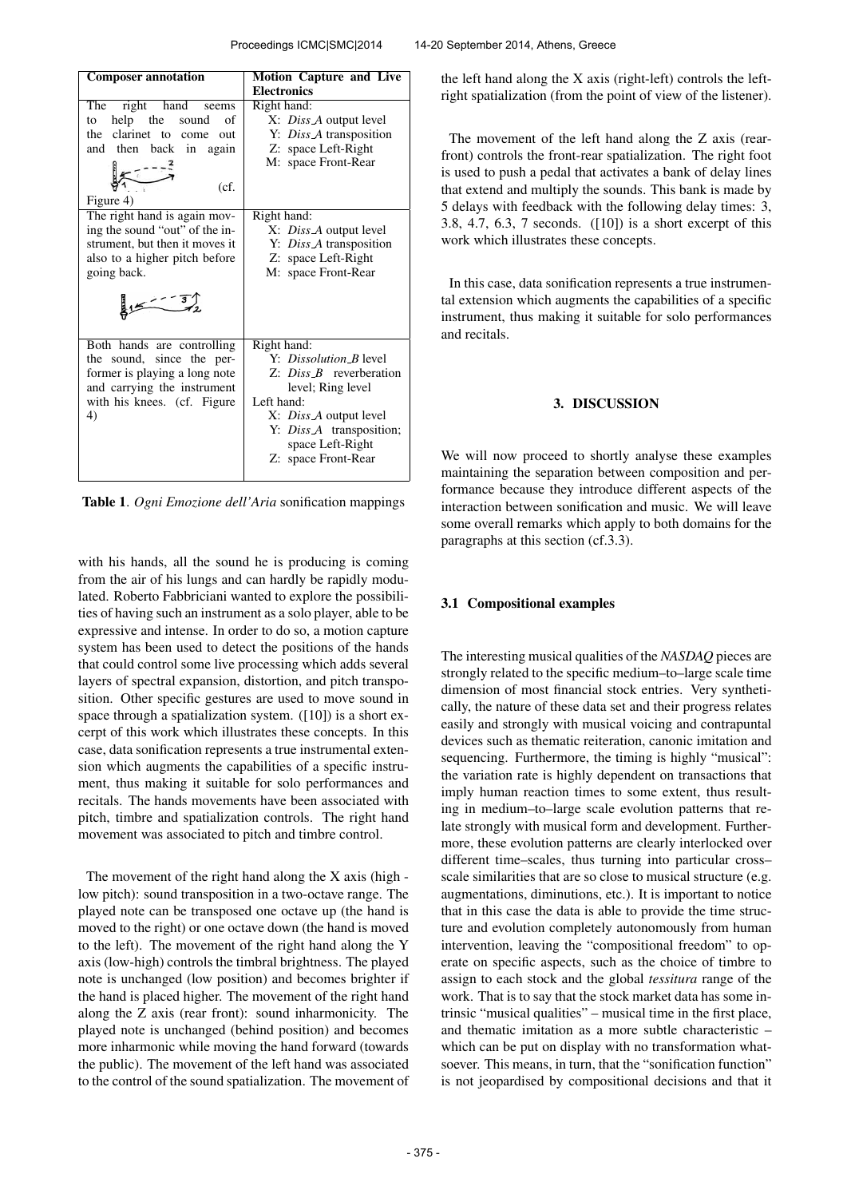| Composer annotation | Motion Capture and Live Electronics |
| --- | --- |
| The right hand seems to help the sound of the clarinet to come out and then back in again (cf. Figure 4) | Right hand:<br>X: *Diss_A* output level<br>Y: *Diss_A* transposition<br>Z: space Left-Right<br>M: space Front-Rear |
| The right hand is again moving the sound "out" of the instrument, but then it moves it also to a higher pitch before going back. | Right hand:<br>X: *Diss_A* output level<br>Y: *Diss_A* transposition<br>Z: space Left-Right<br>M: space Front-Rear |
| Both hands are controlling the sound, since the performer is playing a long note and carrying the instrument with his knees. (cf. Figure 4) | Right hand:<br>Y: *Dissolution_B* level<br>Z: *Diss_B* reverberation level; Ring level<br>Left hand:<br>X: *Diss_A* output level<br>Y: *Diss_A* transposition; space Left-Right<br>Z: space Front-Rear |

**Table 1**. *Ogni Emozione dell'Aria* sonification mappings

with his hands, all the sound he is producing is coming from the air of his lungs and can hardly be rapidly modulated. Roberto Fabbriciani wanted to explore the possibilities of having such an instrument as a solo player, able to be expressive and intense. In order to do so, a motion capture system has been used to detect the positions of the hands that could control some live processing which adds several layers of spectral expansion, distortion, and pitch transposition. Other specific gestures are used to move sound in space through a spatialization system. ([10]) is a short excerpt of this work which illustrates these concepts. In this case, data sonification represents a true instrumental extension which augments the capabilities of a specific instrument, thus making it suitable for solo performances and recitals. The hands movements have been associated with pitch, timbre and spatialization controls. The right hand movement was associated to pitch and timbre control.

The movement of the right hand along the X axis (high - low pitch): sound transposition in a two-octave range. The played note can be transposed one octave up (the hand is moved to the right) or one octave down (the hand is moved to the left). The movement of the right hand along the Y axis (low-high) controls the timbral brightness. The played note is unchanged (low position) and becomes brighter if the hand is placed higher. The movement of the right hand along the Z axis (rear front): sound inharmonicity. The played note is unchanged (behind position) and becomes more inharmonic while moving the hand forward (towards the public). The movement of the left hand was associated to the control of the sound spatialization. The movement of the left hand along the X axis (right-left) controls the left-right spatialization (from the point of view of the listener).

The movement of the left hand along the Z axis (rear-front) controls the front-rear spatialization. The right foot is used to push a pedal that activates a bank of delay lines that extend and multiply the sounds. This bank is made by 5 delays with feedback with the following delay times: 3, 3.8, 4.7, 6.3, 7 seconds. ([10]) is a short excerpt of this work which illustrates these concepts.

In this case, data sonification represents a true instrumental extension which augments the capabilities of a specific instrument, thus making it suitable for solo performances and recitals.

## 3. DISCUSSION

We will now proceed to shortly analyse these examples maintaining the separation between composition and performance because they introduce different aspects of the interaction between sonification and music. We will leave some overall remarks which apply to both domains for the paragraphs at this section (cf.3.3).

### 3.1 Compositional examples

The interesting musical qualities of the *NASDAQ* pieces are strongly related to the specific medium–to–large scale time dimension of most financial stock entries. Very synthetically, the nature of these data set and their progress relates easily and strongly with musical voicing and contrapuntal devices such as thematic reiteration, canonic imitation and sequencing. Furthermore, the timing is highly "musical": the variation rate is highly dependent on transactions that imply human reaction times to some extent, thus resulting in medium–to–large scale evolution patterns that relate strongly with musical form and development. Furthermore, these evolution patterns are clearly interlocked over different time–scales, thus turning into particular cross–scale similarities that are so close to musical structure (e.g. augmentations, diminutions, etc.). It is important to notice that in this case the data is able to provide the time structure and evolution completely autonomously from human intervention, leaving the "compositional freedom" to operate on specific aspects, such as the choice of timbre to assign to each stock and the global *tessitura* range of the work. That is to say that the stock market data has some intrinsic "musical qualities" – musical time in the first place, and thematic imitation as a more subtle characteristic – which can be put on display with no transformation whatsoever. This means, in turn, that the "sonification function" is not jeopardised by compositional decisions and that it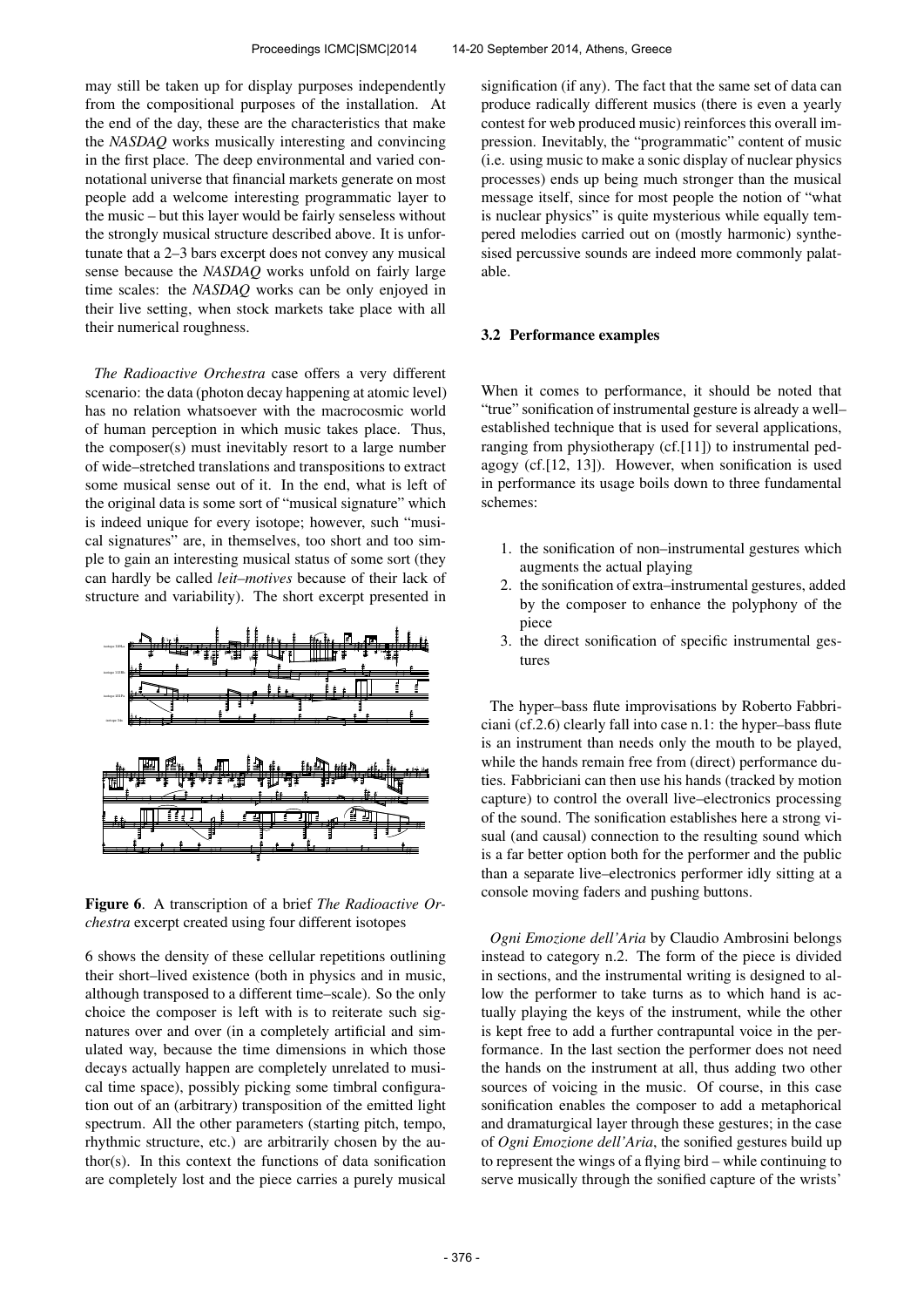may still be taken up for display purposes independently from the compositional purposes of the installation. At the end of the day, these are the characteristics that make the *NASDAQ* works musically interesting and convincing in the first place. The deep environmental and varied connotational universe that financial markets generate on most people add a welcome interesting programmatic layer to the music – but this layer would be fairly senseless without the strongly musical structure described above. It is unfortunate that a 2–3 bars excerpt does not convey any musical sense because the *NASDAQ* works unfold on fairly large time scales: the *NASDAQ* works can be only enjoyed in their live setting, when stock markets take place with all their numerical roughness.

*The Radioactive Orchestra* case offers a very different scenario: the data (photon decay happening at atomic level) has no relation whatsoever with the macrocosmic world of human perception in which music takes place. Thus, the composer(s) must inevitably resort to a large number of wide–stretched translations and transpositions to extract some musical sense out of it. In the end, what is left of the original data is some sort of "musical signature" which is indeed unique for every isotope; however, such "musical signatures" are, in themselves, too short and too simple to gain an interesting musical status of some sort (they can hardly be called *leit–motives* because of their lack of structure and variability). The short excerpt presented in

**Figure 6**. A transcription of a brief *The Radioactive Orchestra* excerpt created using four different isotopes

6 shows the density of these cellular repetitions outlining their short–lived existence (both in physics and in music, although transposed to a different time–scale). So the only choice the composer is left with is to reiterate such signatures over and over (in a completely artificial and simulated way, because the time dimensions in which those decays actually happen are completely unrelated to musical time space), possibly picking some timbral configuration out of an (arbitrary) transposition of the emitted light spectrum. All the other parameters (starting pitch, tempo, rhythmic structure, etc.) are arbitrarily chosen by the author(s). In this context the functions of data sonification are completely lost and the piece carries a purely musical signification (if any). The fact that the same set of data can produce radically different musics (there is even a yearly contest for web produced music) reinforces this overall impression. Inevitably, the "programmatic" content of music (i.e. using music to make a sonic display of nuclear physics processes) ends up being much stronger than the musical message itself, since for most people the notion of "what is nuclear physics" is quite mysterious while equally tempered melodies carried out on (mostly harmonic) synthesised percussive sounds are indeed more commonly palatable.

### 3.2 Performance examples

When it comes to performance, it should be noted that "true" sonification of instrumental gesture is already a well–established technique that is used for several applications, ranging from physiotherapy (cf.[11]) to instrumental pedagogy (cf.[12, 13]). However, when sonification is used in performance its usage boils down to three fundamental schemes:

1. the sonification of non–instrumental gestures which augments the actual playing
2. the sonification of extra–instrumental gestures, added by the composer to enhance the polyphony of the piece
3. the direct sonification of specific instrumental gestures

The hyper–bass flute improvisations by Roberto Fabbriciani (cf.2.6) clearly fall into case n.1: the hyper–bass flute is an instrument than needs only the mouth to be played, while the hands remain free from (direct) performance duties. Fabbriciani can then use his hands (tracked by motion capture) to control the overall live–electronics processing of the sound. The sonification establishes here a strong visual (and causal) connection to the resulting sound which is a far better option both for the performer and the public than a separate live–electronics performer idly sitting at a console moving faders and pushing buttons.

*Ogni Emozione dell'Aria* by Claudio Ambrosini belongs instead to category n.2. The form of the piece is divided in sections, and the instrumental writing is designed to allow the performer to take turns as to which hand is actually playing the keys of the instrument, while the other is kept free to add a further contrapuntal voice in the performance. In the last section the performer does not need the hands on the instrument at all, thus adding two other sources of voicing in the music. Of course, in this case sonification enables the composer to add a metaphorical and dramaturgical layer through these gestures; in the case of *Ogni Emozione dell'Aria*, the sonified gestures build up to represent the wings of a flying bird – while continuing to serve musically through the sonified capture of the wrists'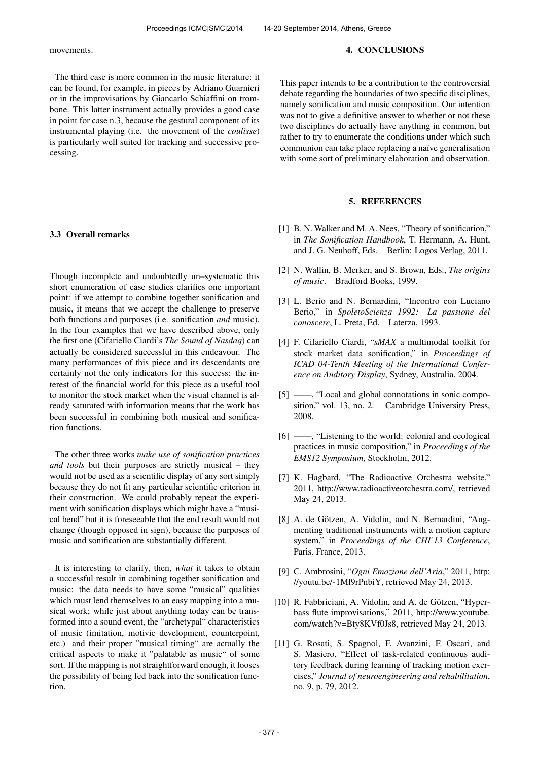movements.

The third case is more common in the music literature: it can be found, for example, in pieces by Adriano Guarnieri or in the improvisations by Giancarlo Schiaffini on trombone. This latter instrument actually provides a good case in point for case n.3, because the gestural component of its instrumental playing (i.e. the movement of the *coulisse*) is particularly well suited for tracking and successive processing.

### 3.3 Overall remarks

Though incomplete and undoubtedly un–systematic this short enumeration of case studies clarifies one important point: if we attempt to combine together sonification and music, it means that we accept the challenge to preserve both functions and purposes (i.e. sonification *and* music). In the four examples that we have described above, only the first one (Cifariello Ciardi's *The Sound of Nasdaq*) can actually be considered successful in this endeavour. The many performances of this piece and its descendants are certainly not the only indicators for this success: the interest of the financial world for this piece as a useful tool to monitor the stock market when the visual channel is already saturated with information means that the work has been successful in combining both musical and sonification functions.

The other three works *make use of sonification practices and tools* but their purposes are strictly musical – they would not be used as a scientific display of any sort simply because they do not fit any particular scientific criterion in their construction. We could probably repeat the experiment with sonification displays which might have a "musical bend" but it is foreseeable that the end result would not change (though opposed in sign), because the purposes of music and sonification are substantially different.

It is interesting to clarify, then, *what* it takes to obtain a successful result in combining together sonification and music: the data needs to have some "musical" qualities which must lend themselves to an easy mapping into a musical work; while just about anything today can be transformed into a sound event, the "archetypal" characteristics of music (imitation, motivic development, counterpoint, etc.) and their proper "musical timing" are actually the critical aspects to make it "palatable as music" of some sort. If the mapping is not straightforward enough, it looses the possibility of being fed back into the sonification function.

## 4. CONCLUSIONS

This paper intends to be a contribution to the controversial debate regarding the boundaries of two specific disciplines, namely sonification and music composition. Our intention was not to give a definitive answer to whether or not these two disciplines do actually have anything in common, but rather to try to enumerate the conditions under which such communion can take place replacing a naïve generalisation with some sort of preliminary elaboration and observation.

## 5. REFERENCES

[1] B. N. Walker and M. A. Nees, "Theory of sonification," in *The Sonification Handbook*, T. Hermann, A. Hunt, and J. G. Neuhoff, Eds. Berlin: Logos Verlag, 2011.

[2] N. Wallin, B. Merker, and S. Brown, Eds., *The origins of music*. Bradford Books, 1999.

[3] L. Berio and N. Bernardini, "Incontro con Luciano Berio," in *SpoletoScienza 1992: La passione del conoscere*, L. Preta, Ed. Laterza, 1993.

[4] F. Cifariello Ciardi, "*sMAX* a multimodal toolkit for stock market data sonification," in *Proceedings of ICAD 04-Tenth Meeting of the International Conference on Auditory Display*, Sydney, Australia, 2004.

[5] ——, "Local and global connotations in sonic composition," vol. 13, no. 2. Cambridge University Press, 2008.

[6] ——, "Listening to the world: colonial and ecological practices in music composition," in *Proceedings of the EMS12 Symposium*, Stockholm, 2012.

[7] K. Hagbard, "The Radioactive Orchestra website," 2011, http://www.radioactiveorchestra.com/, retrieved May 24, 2013.

[8] A. de Götzen, A. Vidolin, and N. Bernardini, "Augmenting traditional instruments with a motion capture system," in *Proceedings of the CHI'13 Conference*, Paris. France, 2013.

[9] C. Ambrosini, "*Ogni Emozione dell'Aria*," 2011, http://youtu.be/-1Ml9rPnbiY, retrieved May 24, 2013.

[10] R. Fabbriciani, A. Vidolin, and A. de Götzen, "Hyperbass flute improvisations," 2011, http://www.youtube.com/watch?v=Bty8KVf0Js8, retrieved May 24, 2013.

[11] G. Rosati, S. Spagnol, F. Avanzini, F. Oscari, and S. Masiero, "Effect of task-related continuous auditory feedback during learning of tracking motion exercises," *Journal of neuroengineering and rehabilitation*, no. 9, p. 79, 2012.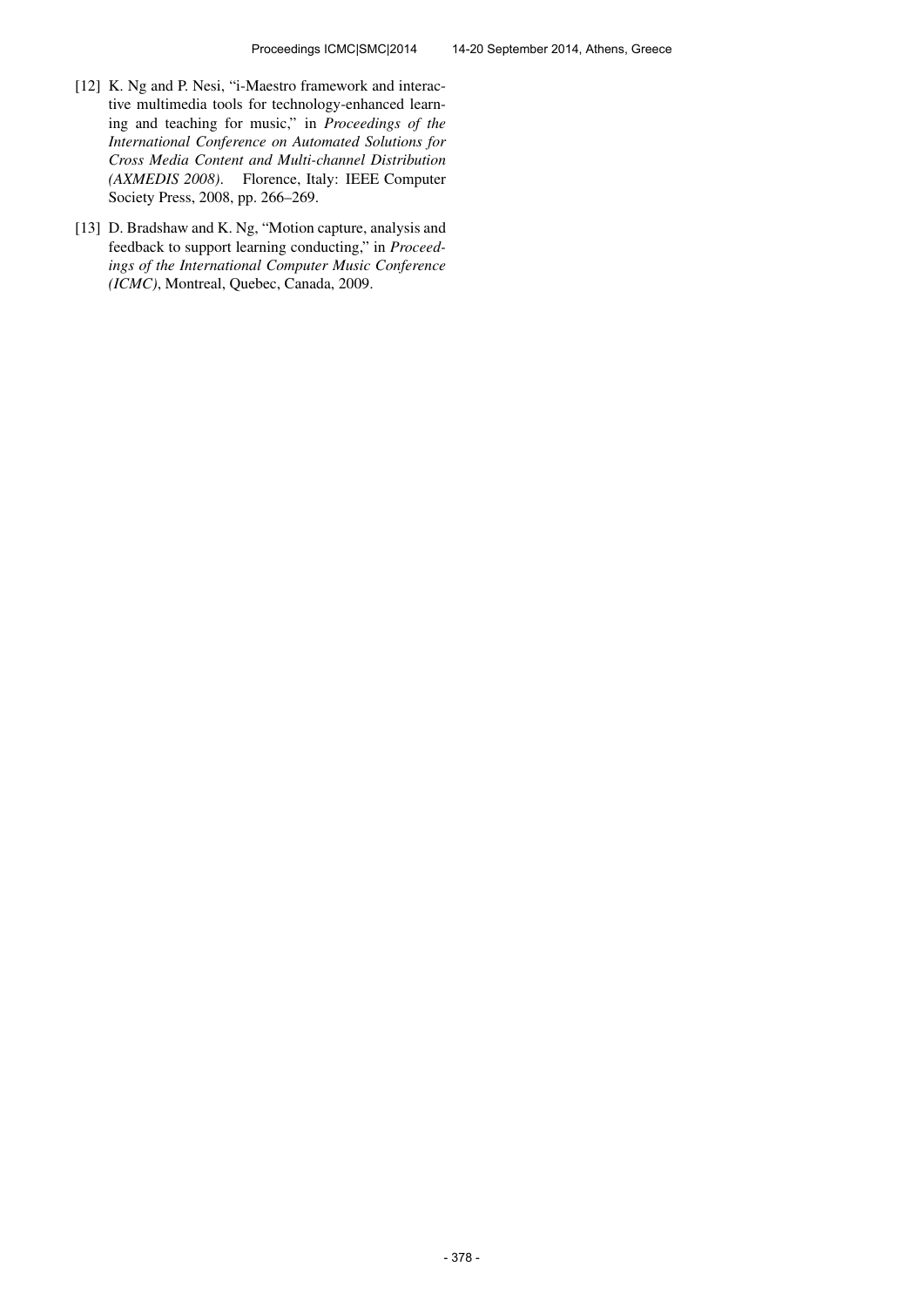[12] K. Ng and P. Nesi, "i-Maestro framework and interactive multimedia tools for technology-enhanced learning and teaching for music," in *Proceedings of the International Conference on Automated Solutions for Cross Media Content and Multi-channel Distribution (AXMEDIS 2008)*. Florence, Italy: IEEE Computer Society Press, 2008, pp. 266–269.

[13] D. Bradshaw and K. Ng, "Motion capture, analysis and feedback to support learning conducting," in *Proceedings of the International Computer Music Conference (ICMC)*, Montreal, Quebec, Canada, 2009.